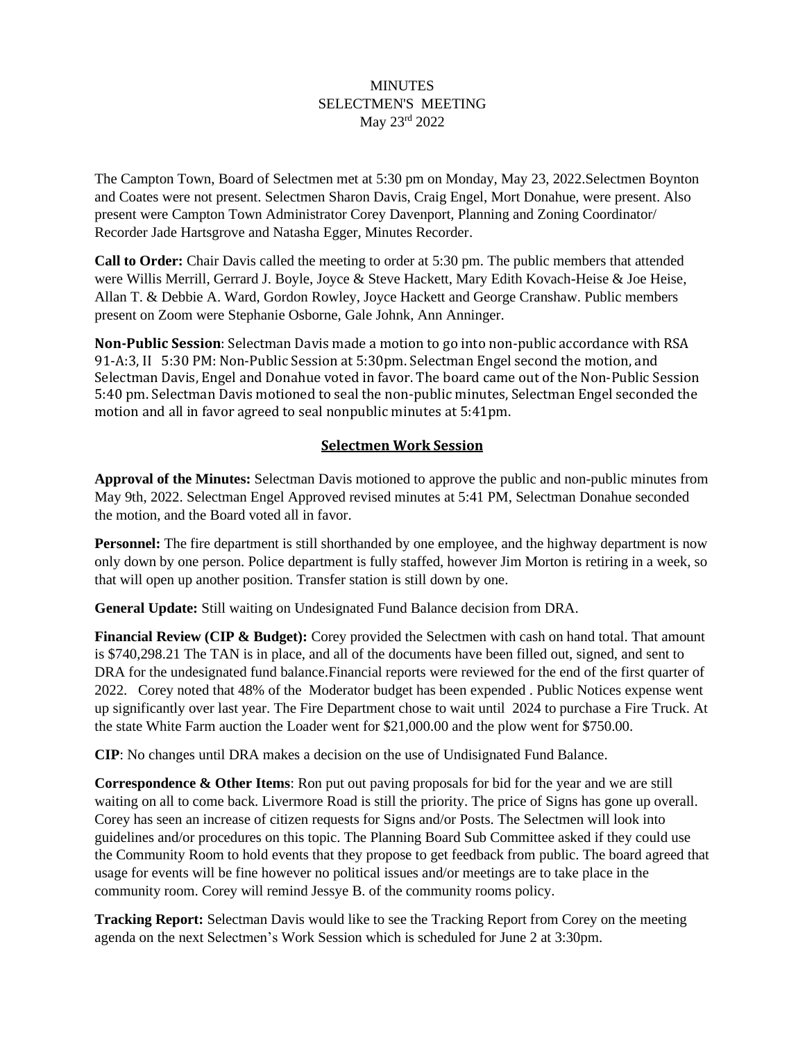# MINUTES
## SELECTMEN'S MEETING
### May 23rd 2022

The Campton Town, Board of Selectmen met at 5:30 pm on Monday, May 23, 2022.Selectmen Boynton and Coates were not present. Selectmen Sharon Davis, Craig Engel, Mort Donahue, were present. Also present were Campton Town Administrator Corey Davenport, Planning and Zoning Coordinator/ Recorder Jade Hartsgrove and Natasha Egger, Minutes Recorder.

**Call to Order:** Chair Davis called the meeting to order at 5:30 pm. The public members that attended were Willis Merrill, Gerrard J. Boyle, Joyce & Steve Hackett, Mary Edith Kovach-Heise & Joe Heise, Allan T. & Debbie A. Ward, Gordon Rowley, Joyce Hackett and George Cranshaw. Public members present on Zoom were Stephanie Osborne, Gale Johnk, Ann Anninger.

**Non-Public Session**: Selectman Davis made a motion to go into non-public accordance with RSA 91-A:3, II 5:30 PM: Non-Public Session at 5:30pm. Selectman Engel second the motion, and Selectman Davis, Engel and Donahue voted in favor. The board came out of the Non-Public Session 5:40 pm. Selectman Davis motioned to seal the non-public minutes, Selectman Engel seconded the motion and all in favor agreed to seal nonpublic minutes at 5:41pm.

## Selectmen Work Session

**Approval of the Minutes:** Selectman Davis motioned to approve the public and non-public minutes from May 9th, 2022. Selectman Engel Approved revised minutes at 5:41 PM, Selectman Donahue seconded the motion, and the Board voted all in favor.

**Personnel:** The fire department is still shorthanded by one employee, and the highway department is now only down by one person. Police department is fully staffed, however Jim Morton is retiring in a week, so that will open up another position. Transfer station is still down by one.

**General Update:** Still waiting on Undesignated Fund Balance decision from DRA.

**Financial Review (CIP & Budget):** Corey provided the Selectmen with cash on hand total. That amount is $740,298.21 The TAN is in place, and all of the documents have been filled out, signed, and sent to DRA for the undesignated fund balance.Financial reports were reviewed for the end of the first quarter of 2022. Corey noted that 48% of the Moderator budget has been expended . Public Notices expense went up significantly over last year. The Fire Department chose to wait until 2024 to purchase a Fire Truck. At the state White Farm auction the Loader went for $21,000.00 and the plow went for $750.00.

**CIP**: No changes until DRA makes a decision on the use of Undisignated Fund Balance.

**Correspondence & Other Items**: Ron put out paving proposals for bid for the year and we are still waiting on all to come back. Livermore Road is still the priority. The price of Signs has gone up overall. Corey has seen an increase of citizen requests for Signs and/or Posts. The Selectmen will look into guidelines and/or procedures on this topic. The Planning Board Sub Committee asked if they could use the Community Room to hold events that they propose to get feedback from public. The board agreed that usage for events will be fine however no political issues and/or meetings are to take place in the community room. Corey will remind Jessye B. of the community rooms policy.

**Tracking Report:** Selectman Davis would like to see the Tracking Report from Corey on the meeting agenda on the next Selectmen's Work Session which is scheduled for June 2 at 3:30pm.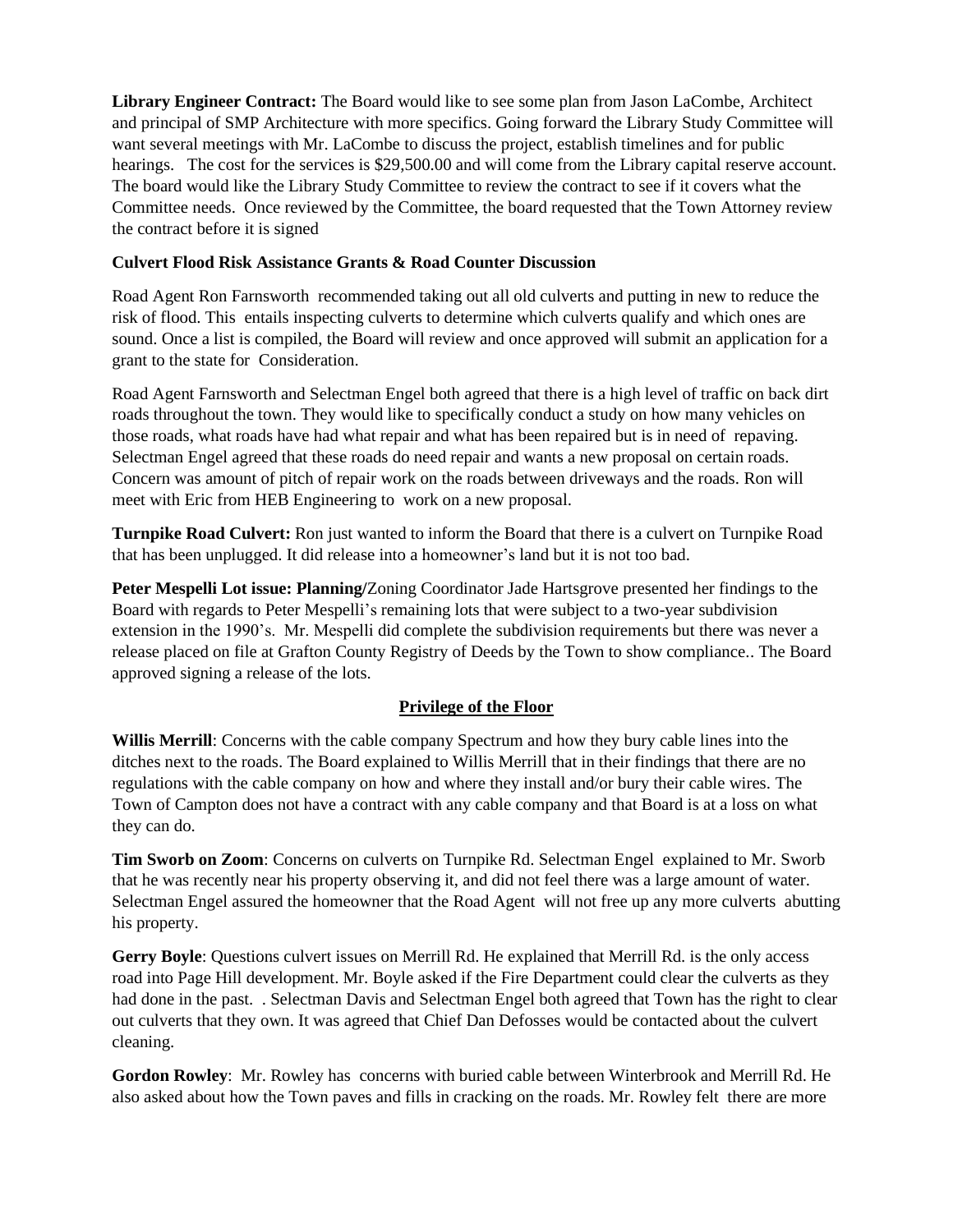**Library Engineer Contract:** The Board would like to see some plan from Jason LaCombe, Architect and principal of SMP Architecture with more specifics. Going forward the Library Study Committee will want several meetings with Mr. LaCombe to discuss the project, establish timelines and for public hearings. The cost for the services is $29,500.00 and will come from the Library capital reserve account. The board would like the Library Study Committee to review the contract to see if it covers what the Committee needs. Once reviewed by the Committee, the board requested that the Town Attorney review the contract before it is signed

**Culvert Flood Risk Assistance Grants & Road Counter Discussion**

Road Agent Ron Farnsworth recommended taking out all old culverts and putting in new to reduce the risk of flood. This entails inspecting culverts to determine which culverts qualify and which ones are sound. Once a list is compiled, the Board will review and once approved will submit an application for a grant to the state for Consideration.

Road Agent Farnsworth and Selectman Engel both agreed that there is a high level of traffic on back dirt roads throughout the town. They would like to specifically conduct a study on how many vehicles on those roads, what roads have had what repair and what has been repaired but is in need of repaving. Selectman Engel agreed that these roads do need repair and wants a new proposal on certain roads. Concern was amount of pitch of repair work on the roads between driveways and the roads. Ron will meet with Eric from HEB Engineering to work on a new proposal.

**Turnpike Road Culvert:** Ron just wanted to inform the Board that there is a culvert on Turnpike Road that has been unplugged. It did release into a homeowner's land but it is not too bad.

**Peter Mespelli Lot issue: Planning/**Zoning Coordinator Jade Hartsgrove presented her findings to the Board with regards to Peter Mespelli's remaining lots that were subject to a two-year subdivision extension in the 1990's. Mr. Mespelli did complete the subdivision requirements but there was never a release placed on file at Grafton County Registry of Deeds by the Town to show compliance.. The Board approved signing a release of the lots.

## Privilege of the Floor

**Willis Merrill**: Concerns with the cable company Spectrum and how they bury cable lines into the ditches next to the roads. The Board explained to Willis Merrill that in their findings that there are no regulations with the cable company on how and where they install and/or bury their cable wires. The Town of Campton does not have a contract with any cable company and that Board is at a loss on what they can do.

**Tim Sworb on Zoom**: Concerns on culverts on Turnpike Rd. Selectman Engel explained to Mr. Sworb that he was recently near his property observing it, and did not feel there was a large amount of water. Selectman Engel assured the homeowner that the Road Agent will not free up any more culverts abutting his property.

**Gerry Boyle**: Questions culvert issues on Merrill Rd. He explained that Merrill Rd. is the only access road into Page Hill development. Mr. Boyle asked if the Fire Department could clear the culverts as they had done in the past. . Selectman Davis and Selectman Engel both agreed that Town has the right to clear out culverts that they own. It was agreed that Chief Dan Defosses would be contacted about the culvert cleaning.

**Gordon Rowley**: Mr. Rowley has concerns with buried cable between Winterbrook and Merrill Rd. He also asked about how the Town paves and fills in cracking on the roads. Mr. Rowley felt there are more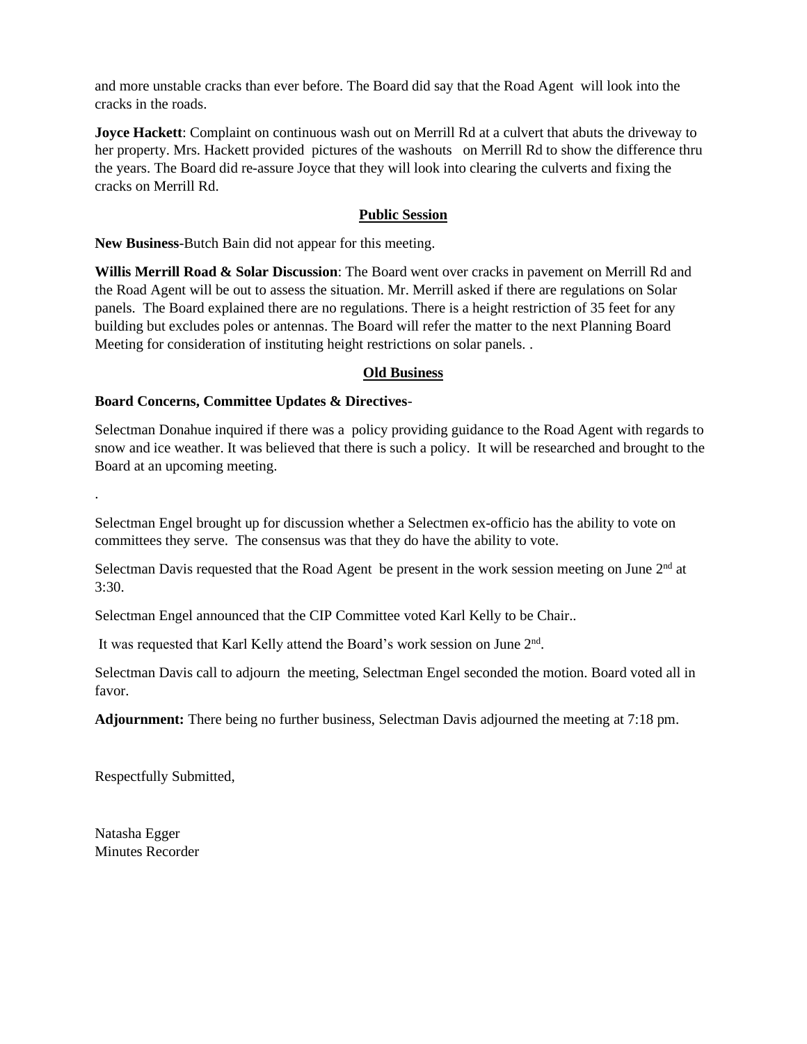and more unstable cracks than ever before. The Board did say that the Road Agent will look into the cracks in the roads.

**Joyce Hackett**: Complaint on continuous wash out on Merrill Rd at a culvert that abuts the driveway to her property. Mrs. Hackett provided pictures of the washouts on Merrill Rd to show the difference thru the years. The Board did re-assure Joyce that they will look into clearing the culverts and fixing the cracks on Merrill Rd.

## Public Session

**New Business**-Butch Bain did not appear for this meeting.

**Willis Merrill Road & Solar Discussion**: The Board went over cracks in pavement on Merrill Rd and the Road Agent will be out to assess the situation. Mr. Merrill asked if there are regulations on Solar panels. The Board explained there are no regulations. There is a height restriction of 35 feet for any building but excludes poles or antennas. The Board will refer the matter to the next Planning Board Meeting for consideration of instituting height restrictions on solar panels. .

## Old Business

**Board Concerns, Committee Updates & Directives**-

Selectman Donahue inquired if there was a policy providing guidance to the Road Agent with regards to snow and ice weather. It was believed that there is such a policy. It will be researched and brought to the Board at an upcoming meeting.

.

Selectman Engel brought up for discussion whether a Selectmen ex-officio has the ability to vote on committees they serve. The consensus was that they do have the ability to vote.

Selectman Davis requested that the Road Agent be present in the work session meeting on June 2nd at 3:30.

Selectman Engel announced that the CIP Committee voted Karl Kelly to be Chair..

It was requested that Karl Kelly attend the Board's work session on June 2nd.

Selectman Davis call to adjourn the meeting, Selectman Engel seconded the motion. Board voted all in favor.

**Adjournment:** There being no further business, Selectman Davis adjourned the meeting at 7:18 pm.

Respectfully Submitted,

Natasha Egger
Minutes Recorder